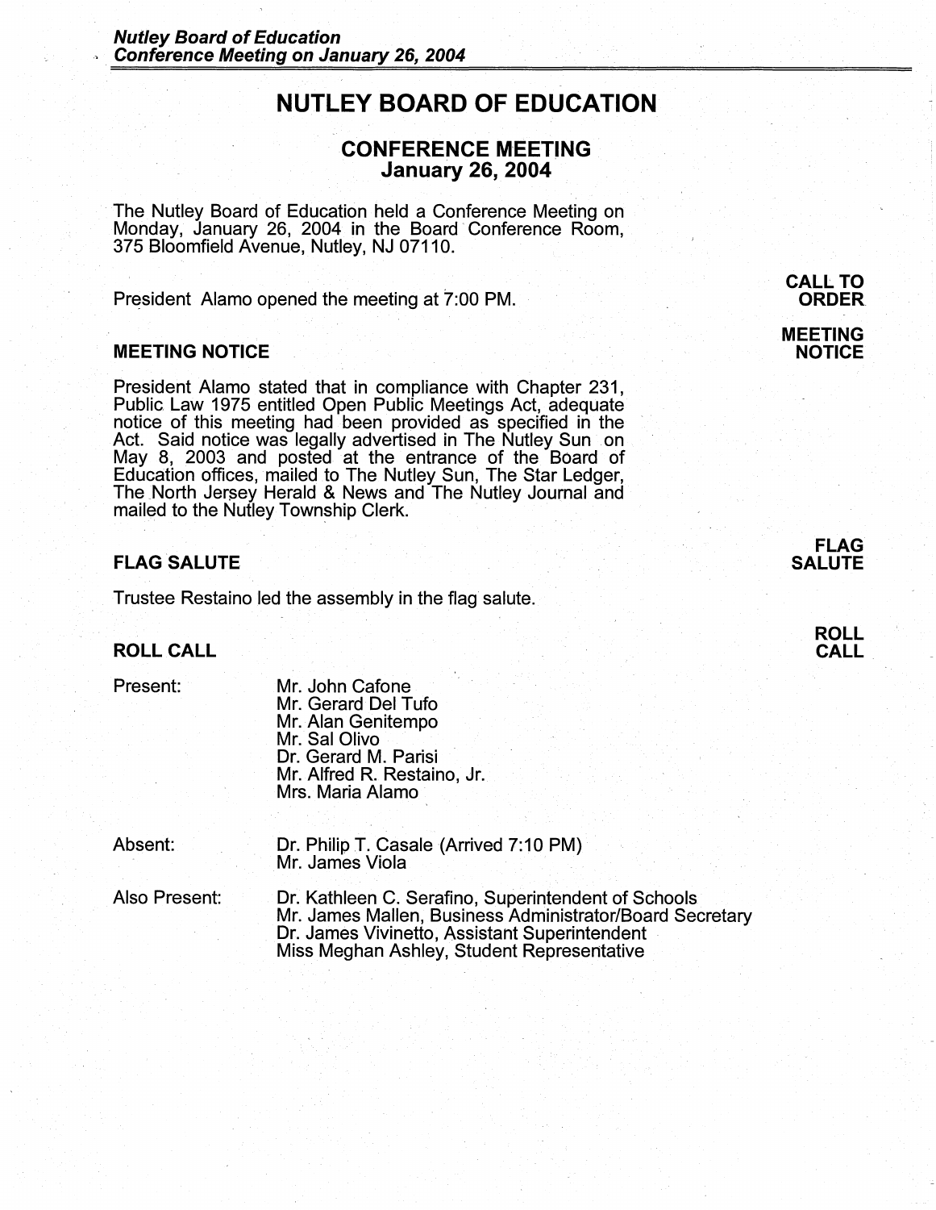# NUTLEY BOARD OF EDUCATION

## CONFERENCE MEETING
## January 26, 2004

The Nutley Board of Education held a Conference Meeting on Monday, January 26, 2004 in the Board Conference Room, 375 Bloomfield Avenue, Nutley, NJ 07110.

**CALL TO ORDER**

President Alamo opened the meeting at 7:00 PM.

### MEETING NOTICE

President Alamo stated that in compliance with Chapter 231, Public Law 1975 entitled Open Public Meetings Act, adequate notice of this meeting had been provided as specified in the Act. Said notice was legally advertised in The Nutley Sun on May 8, 2003 and posted at the entrance of the Board of Education offices, mailed to The Nutley Sun, The Star Ledger, The North Jersey Herald & News and The Nutley Journal and mailed to the Nutley Township Clerk.

### FLAG SALUTE

Trustee Restaino led the assembly in the flag salute.

### ROLL CALL

Present:
- Mr. John Cafone
- Mr. Gerard Del Tufo
- Mr. Alan Genitempo
- Mr. Sal Olivo
- Dr. Gerard M. Parisi
- Mr. Alfred R. Restaino, Jr.
- Mrs. Maria Alamo

Absent:
- Dr. Philip T. Casale (Arrived 7:10 PM)
- Mr. James Viola

Also Present:
- Dr. Kathleen C. Serafino, Superintendent of Schools
- Mr. James Mallen, Business Administrator/Board Secretary
- Dr. James Vivinetto, Assistant Superintendent
- Miss Meghan Ashley, Student Representative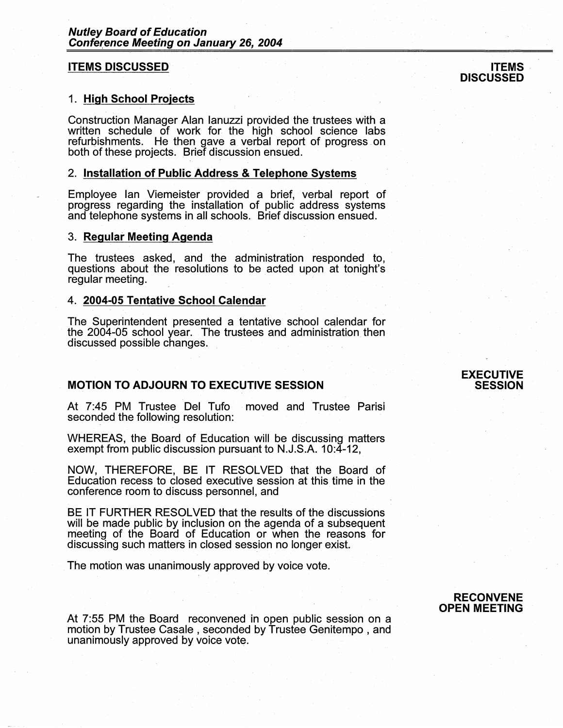## ITEMS DISCUSSED

**ITEMS DISCUSSED**

### 1. High School Projects

Construction Manager Alan Ianuzzi provided the trustees with a written schedule of work for the high school science labs refurbishments. He then gave a verbal report of progress on both of these projects. Brief discussion ensued.

### 2. Installation of Public Address & Telephone Systems

Employee Ian Viemeister provided a brief, verbal report of progress regarding the installation of public address systems and telephone systems in all schools. Brief discussion ensued.

### 3. Regular Meeting Agenda

The trustees asked, and the administration responded to, questions about the resolutions to be acted upon at tonight's regular meeting.

### 4. 2004-05 Tentative School Calendar

The Superintendent presented a tentative school calendar for the 2004-05 school year. The trustees and administration then discussed possible changes.

## MOTION TO ADJOURN TO EXECUTIVE SESSION

**EXECUTIVE SESSION**

At 7:45 PM Trustee Del Tufo moved and Trustee Parisi seconded the following resolution:

WHEREAS, the Board of Education will be discussing matters exempt from public discussion pursuant to N.J.S.A. 10:4-12,

NOW, THEREFORE, BE IT RESOLVED that the Board of Education recess to closed executive session at this time in the conference room to discuss personnel, and

BE IT FURTHER RESOLVED that the results of the discussions will be made public by inclusion on the agenda of a subsequent meeting of the Board of Education or when the reasons for discussing such matters in closed session no longer exist.

The motion was unanimously approved by voice vote.

**RECONVENE OPEN MEETING**

At 7:55 PM the Board reconvened in open public session on a motion by Trustee Casale, seconded by Trustee Genitempo, and unanimously approved by voice vote.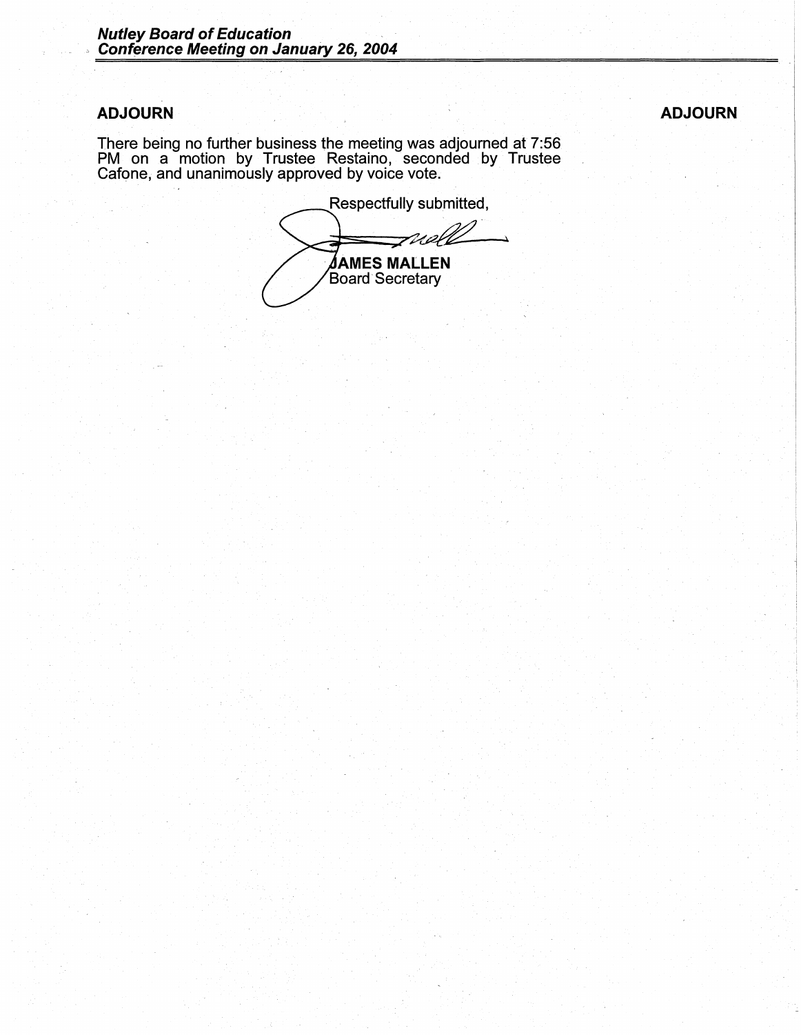## ADJOURN

**ADJOURN**

There being no further business the meeting was adjourned at 7:56 PM on a motion by Trustee Restaino, seconded by Trustee Cafone, and unanimously approved by voice vote.

Respectfully submitted,

**JAMES MALLEN**
Board Secretary